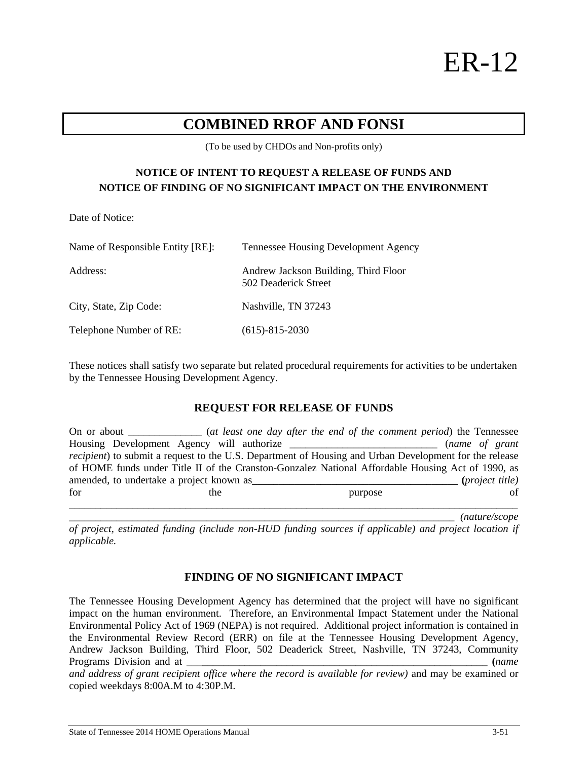# ER-12

## COMBINED RROF AND FONSI

(To be used by CHDOs and Non-profits only)

**NOTICE OF INTENT TO REQUEST A RELEASE OF FUNDS AND NOTICE OF FINDING OF NO SIGNIFICANT IMPACT ON THE ENVIRONMENT**

Date of Notice:

| | |
|---|---|
| Name of Responsible Entity [RE]: | Tennessee Housing Development Agency |
| Address: | Andrew Jackson Building, Third Floor<br>502 Deaderick Street |
| City, State, Zip Code: | Nashville, TN 37243 |
| Telephone Number of RE: | (615)-815-2030 |

These notices shall satisfy two separate but related procedural requirements for activities to be undertaken by the Tennessee Housing Development Agency.

### REQUEST FOR RELEASE OF FUNDS

On or about ______________ (*at least one day after the end of the comment period*) the Tennessee Housing Development Agency will authorize ____________________________ (*name of grant recipient*) to submit a request to the U.S. Department of Housing and Urban Development for the release of HOME funds under Title II of the Cranston-Gonzalez National Affordable Housing Act of 1990, as amended, to undertake a project known as**_______________________________________ (***project title)* for the purpose of ________________________________________________________________________________________ ___________________________________________________________________________ *(nature/scope of project, estimated funding (include non-HUD funding sources if applicable) and project location if applicable.*

### FINDING OF NO SIGNIFICANT IMPACT

The Tennessee Housing Development Agency has determined that the project will have no significant impact on the human environment. Therefore, an Environmental Impact Statement under the National Environmental Policy Act of 1969 (NEPA) is not required. Additional project information is contained in the Environmental Review Record (ERR) on file at the Tennessee Housing Development Agency, Andrew Jackson Building, Third Floor, 502 Deaderick Street, Nashville, TN 37243, Community Programs Division and at ___**_________________________________________________________ (***name and address of grant recipient office where the record is available for review)* and may be examined or copied weekdays 8:00A.M to 4:30P.M.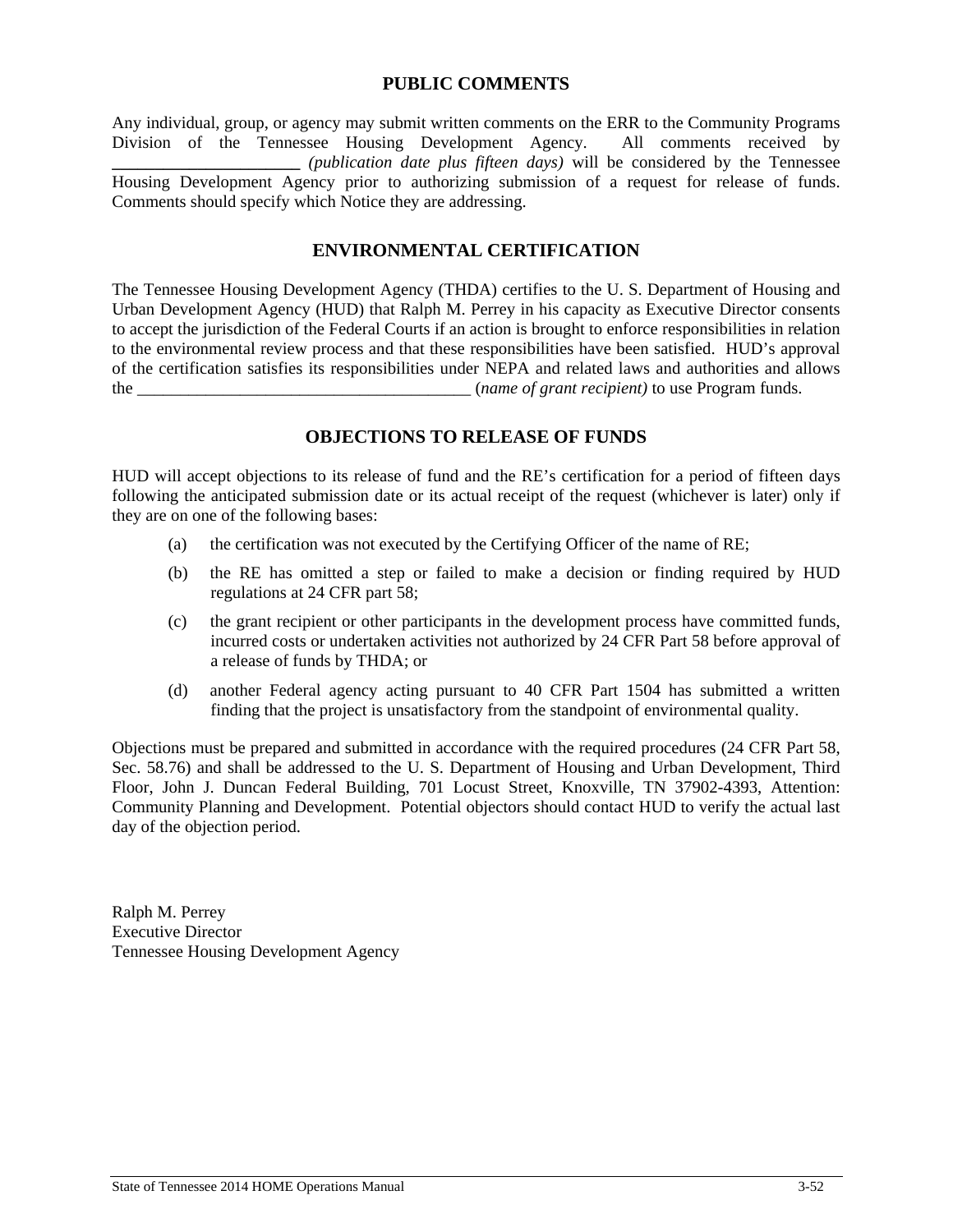## PUBLIC COMMENTS

Any individual, group, or agency may submit written comments on the ERR to the Community Programs Division of the Tennessee Housing Development Agency. All comments received by **______________________** *(publication date plus fifteen days)* will be considered by the Tennessee Housing Development Agency prior to authorizing submission of a request for release of funds. Comments should specify which Notice they are addressing.

## ENVIRONMENTAL CERTIFICATION

The Tennessee Housing Development Agency (THDA) certifies to the U. S. Department of Housing and Urban Development Agency (HUD) that Ralph M. Perrey in his capacity as Executive Director consents to accept the jurisdiction of the Federal Courts if an action is brought to enforce responsibilities in relation to the environmental review process and that these responsibilities have been satisfied. HUD's approval of the certification satisfies its responsibilities under NEPA and related laws and authorities and allows the ________________________________________ (*name of grant recipient)* to use Program funds.

## OBJECTIONS TO RELEASE OF FUNDS

HUD will accept objections to its release of fund and the RE's certification for a period of fifteen days following the anticipated submission date or its actual receipt of the request (whichever is later) only if they are on one of the following bases:

(a) the certification was not executed by the Certifying Officer of the name of RE;

(b) the RE has omitted a step or failed to make a decision or finding required by HUD regulations at 24 CFR part 58;

(c) the grant recipient or other participants in the development process have committed funds, incurred costs or undertaken activities not authorized by 24 CFR Part 58 before approval of a release of funds by THDA; or

(d) another Federal agency acting pursuant to 40 CFR Part 1504 has submitted a written finding that the project is unsatisfactory from the standpoint of environmental quality.

Objections must be prepared and submitted in accordance with the required procedures (24 CFR Part 58, Sec. 58.76) and shall be addressed to the U. S. Department of Housing and Urban Development, Third Floor, John J. Duncan Federal Building, 701 Locust Street, Knoxville, TN 37902-4393, Attention: Community Planning and Development. Potential objectors should contact HUD to verify the actual last day of the objection period.

Ralph M. Perrey
Executive Director
Tennessee Housing Development Agency